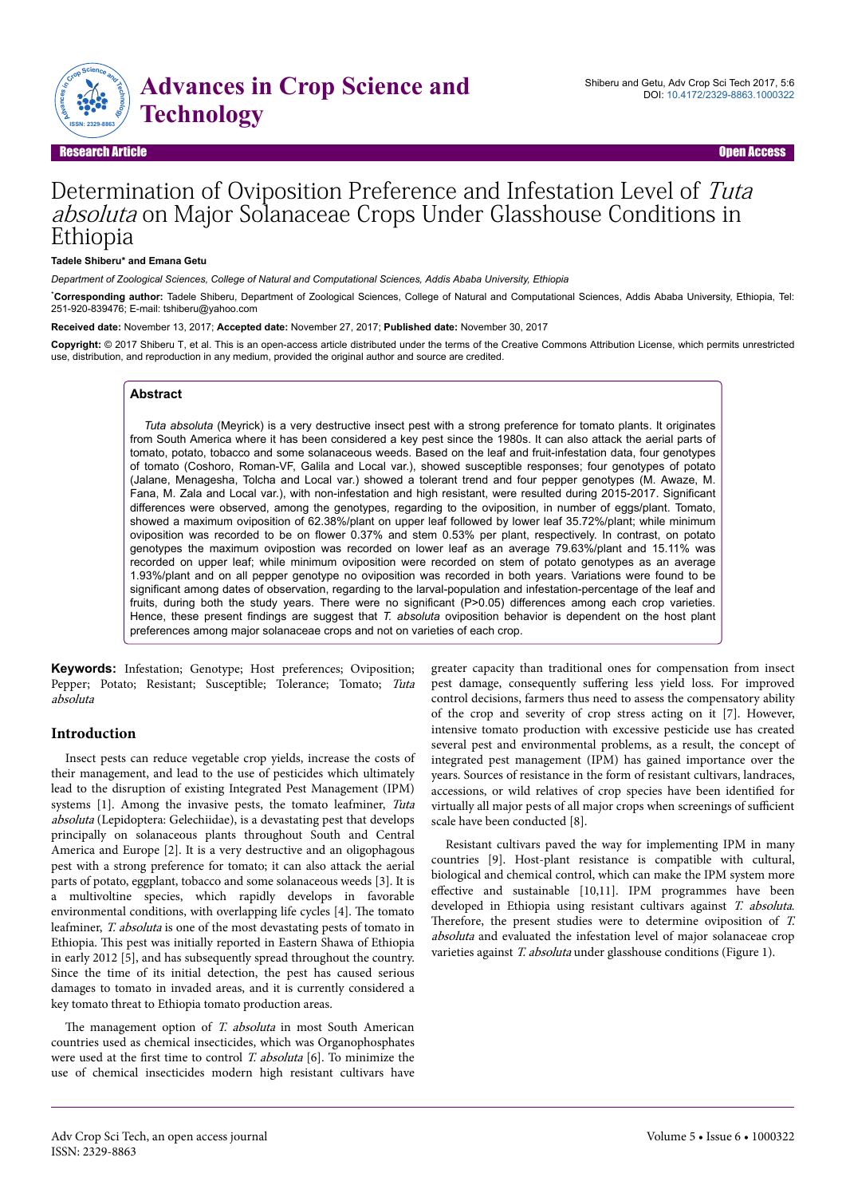# Determination of Oviposition Preference and Infestation Level of *Tuta absoluta* on Major Solanaceae Crops Under Glasshouse Conditions in Ethiopia

**Tadele Shiberu\* and Emana Getu**

*Department of Zoological Sciences, College of Natural and Computational Sciences, Addis Ababa University, Ethiopia*

\***Corresponding author:** Tadele Shiberu, Department of Zoological Sciences, College of Natural and Computational Sciences, Addis Ababa University, Ethiopia, Tel: 251-920-839476; E-mail: tshiberu@yahoo.com

**Received date:** November 13, 2017; **Accepted date:** November 27, 2017; **Published date:** November 30, 2017

**Copyright:** © 2017 Shiberu T, et al. This is an open-access article distributed under the terms of the Creative Commons Attribution License, which permits unrestricted use, distribution, and reproduction in any medium, provided the original author and source are credited.

## Abstract

*Tuta absoluta* (Meyrick) is a very destructive insect pest with a strong preference for tomato plants. It originates from South America where it has been considered a key pest since the 1980s. It can also attack the aerial parts of tomato, potato, tobacco and some solanaceous weeds. Based on the leaf and fruit-infestation data, four genotypes of tomato (Coshoro, Roman-VF, Galila and Local var.), showed susceptible responses; four genotypes of potato (Jalane, Menagesha, Tolcha and Local var.) showed a tolerant trend and four pepper genotypes (M. Awaze, M. Fana, M. Zala and Local var.), with non-infestation and high resistant, were resulted during 2015-2017. Significant differences were observed, among the genotypes, regarding to the oviposition, in number of eggs/plant. Tomato, showed a maximum oviposition of 62.38%/plant on upper leaf followed by lower leaf 35.72%/plant; while minimum oviposition was recorded to be on flower 0.37% and stem 0.53% per plant, respectively. In contrast, on potato genotypes the maximum ovipostion was recorded on lower leaf as an average 79.63%/plant and 15.11% was recorded on upper leaf; while minimum oviposition were recorded on stem of potato genotypes as an average 1.93%/plant and on all pepper genotype no oviposition was recorded in both years. Variations were found to be significant among dates of observation, regarding to the larval-population and infestation-percentage of the leaf and fruits, during both the study years. There were no significant (P>0.05) differences among each crop varieties. Hence, these present findings are suggest that *T. absoluta* oviposition behavior is dependent on the host plant preferences among major solanaceae crops and not on varieties of each crop.

**Keywords:** Infestation; Genotype; Host preferences; Oviposition; Pepper; Potato; Resistant; Susceptible; Tolerance; Tomato; *Tuta absoluta*

## Introduction

Insect pests can reduce vegetable crop yields, increase the costs of their management, and lead to the use of pesticides which ultimately lead to the disruption of existing Integrated Pest Management (IPM) systems [1]. Among the invasive pests, the tomato leafminer, *Tuta absoluta* (Lepidoptera: Gelechiidae), is a devastating pest that develops principally on solanaceous plants throughout South and Central America and Europe [2]. It is a very destructive and an oligophagous pest with a strong preference for tomato; it can also attack the aerial parts of potato, eggplant, tobacco and some solanaceous weeds [3]. It is a multivoltine species, which rapidly develops in favorable environmental conditions, with overlapping life cycles [4]. The tomato leafminer, *T. absoluta* is one of the most devastating pests of tomato in Ethiopia. This pest was initially reported in Eastern Shawa of Ethiopia in early 2012 [5], and has subsequently spread throughout the country. Since the time of its initial detection, the pest has caused serious damages to tomato in invaded areas, and it is currently considered a key tomato threat to Ethiopia tomato production areas.

The management option of *T. absoluta* in most South American countries used as chemical insecticides, which was Organophosphates were used at the first time to control *T. absoluta* [6]. To minimize the use of chemical insecticides modern high resistant cultivars have greater capacity than traditional ones for compensation from insect pest damage, consequently suffering less yield loss. For improved control decisions, farmers thus need to assess the compensatory ability of the crop and severity of crop stress acting on it [7]. However, intensive tomato production with excessive pesticide use has created several pest and environmental problems, as a result, the concept of integrated pest management (IPM) has gained importance over the years. Sources of resistance in the form of resistant cultivars, landraces, accessions, or wild relatives of crop species have been identified for virtually all major pests of all major crops when screenings of sufficient scale have been conducted [8].

Resistant cultivars paved the way for implementing IPM in many countries [9]. Host-plant resistance is compatible with cultural, biological and chemical control, which can make the IPM system more effective and sustainable [10,11]. IPM programmes have been developed in Ethiopia using resistant cultivars against *T. absoluta*. Therefore, the present studies were to determine oviposition of *T. absoluta* and evaluated the infestation level of major solanaceae crop varieties against *T. absoluta* under glasshouse conditions (Figure 1).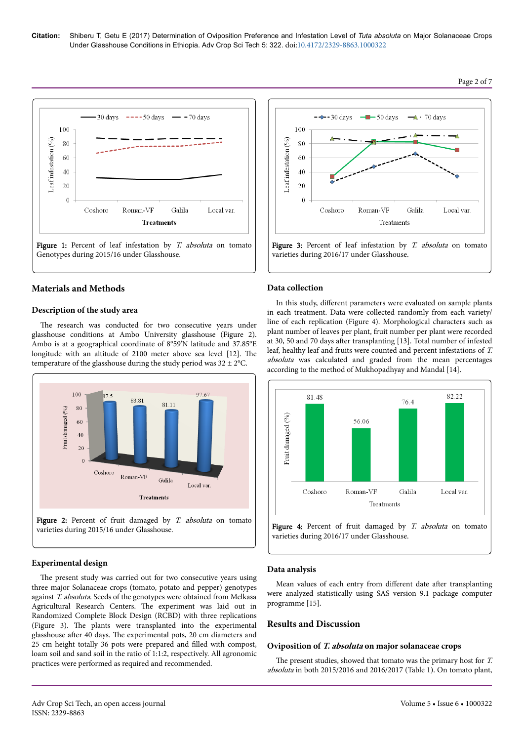Figure 1: Percent of leaf infestation by *T. absoluta* on tomato Genotypes during 2015/16 under Glasshouse.

Figure 3: Percent of leaf infestation by *T. absoluta* on tomato varieties during 2016/17 under Glasshouse.

## Materials and Methods

### Description of the study area

The research was conducted for two consecutive years under glasshouse conditions at Ambo University glasshouse (Figure 2). Ambo is at a geographical coordinate of 8°59'N latitude and 37.85°E longitude with an altitude of 2100 meter above sea level [12]. The temperature of the glasshouse during the study period was 32 ± 2°C.

Figure 2: Percent of fruit damaged by *T. absoluta* on tomato varieties during 2015/16 under Glasshouse.

### Experimental design

The present study was carried out for two consecutive years using three major Solanaceae crops (tomato, potato and pepper) genotypes against *T. absoluta*. Seeds of the genotypes were obtained from Melkasa Agricultural Research Centers. The experiment was laid out in Randomized Complete Block Design (RCBD) with three replications (Figure 3). The plants were transplanted into the experimental glasshouse after 40 days. The experimental pots, 20 cm diameters and 25 cm height totally 36 pots were prepared and filled with compost, loam soil and sand soil in the ratio of 1:1:2, respectively. All agronomic practices were performed as required and recommended.

### Data collection

In this study, different parameters were evaluated on sample plants in each treatment. Data were collected randomly from each variety/line of each replication (Figure 4). Morphological characters such as plant number of leaves per plant, fruit number per plant were recorded at 30, 50 and 70 days after transplanting [13]. Total number of infested leaf, healthy leaf and fruits were counted and percent infestations of *T. absoluta* was calculated and graded from the mean percentages according to the method of Mukhopadhyay and Mandal [14].

Figure 4: Percent of fruit damaged by *T. absoluta* on tomato varieties during 2016/17 under Glasshouse.

### Data analysis

Mean values of each entry from different date after transplanting were analyzed statistically using SAS version 9.1 package computer programme [15].

## Results and Discussion

### Oviposition of *T. absoluta* on major solanaceae crops

The present studies, showed that tomato was the primary host for *T. absoluta* in both 2015/2016 and 2016/2017 (Table 1). On tomato plant,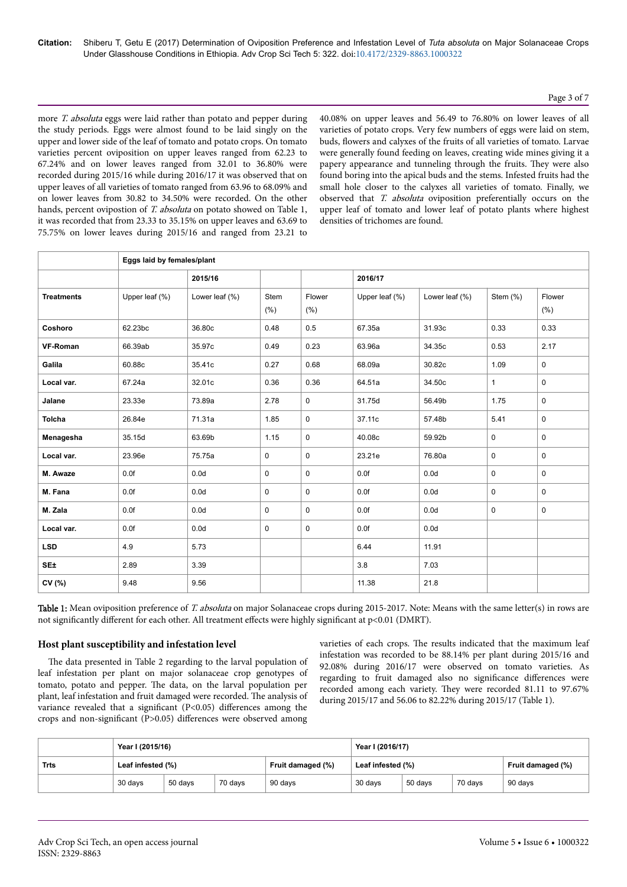more *T. absoluta* eggs were laid rather than potato and pepper during the study periods. Eggs were almost found to be laid singly on the upper and lower side of the leaf of tomato and potato crops. On tomato varieties percent oviposition on upper leaves ranged from 62.23 to 67.24% and on lower leaves ranged from 32.01 to 36.80% were recorded during 2015/16 while during 2016/17 it was observed that on upper leaves of all varieties of tomato ranged from 63.96 to 68.09% and on lower leaves from 30.82 to 34.50% were recorded. On the other hands, percent ovipostion of *T. absoluta* on potato showed on Table 1, it was recorded that from 23.33 to 35.15% on upper leaves and 63.69 to 75.75% on lower leaves during 2015/16 and ranged from 23.21 to 40.08% on upper leaves and 56.49 to 76.80% on lower leaves of all varieties of potato crops. Very few numbers of eggs were laid on stem, buds, flowers and calyxes of the fruits of all varieties of tomato. Larvae were generally found feeding on leaves, creating wide mines giving it a papery appearance and tunneling through the fruits. They were also found boring into the apical buds and the stems. Infested fruits had the small hole closer to the calyxes all varieties of tomato. Finally, we observed that *T. absoluta* oviposition preferentially occurs on the upper leaf of tomato and lower leaf of potato plants where highest densities of trichomes are found.

| | Eggs laid by females/plant | | | | | | | |
|---|---|---|---|---|---|---|---|---|
| | | 2015/16 | | | 2016/17 | | | |
| **Treatments** | Upper leaf (%) | Lower leaf (%) | Stem (%) | Flower (%) | Upper leaf (%) | Lower leaf (%) | Stem (%) | Flower (%) |
| **Coshoro** | 62.23bc | 36.80c | 0.48 | 0.5 | 67.35a | 31.93c | 0.33 | 0.33 |
| **VF-Roman** | 66.39ab | 35.97c | 0.49 | 0.23 | 63.96a | 34.35c | 0.53 | 2.17 |
| **Galila** | 60.88c | 35.41c | 0.27 | 0.68 | 68.09a | 30.82c | 1.09 | 0 |
| **Local var.** | 67.24a | 32.01c | 0.36 | 0.36 | 64.51a | 34.50c | 1 | 0 |
| **Jalane** | 23.33e | 73.89a | 2.78 | 0 | 31.75d | 56.49b | 1.75 | 0 |
| **Tolcha** | 26.84e | 71.31a | 1.85 | 0 | 37.11c | 57.48b | 5.41 | 0 |
| **Menagesha** | 35.15d | 63.69b | 1.15 | 0 | 40.08c | 59.92b | 0 | 0 |
| **Local var.** | 23.96e | 75.75a | 0 | 0 | 23.21e | 76.80a | 0 | 0 |
| **M. Awaze** | 0.0f | 0.0d | 0 | 0 | 0.0f | 0.0d | 0 | 0 |
| **M. Fana** | 0.0f | 0.0d | 0 | 0 | 0.0f | 0.0d | 0 | 0 |
| **M. Zala** | 0.0f | 0.0d | 0 | 0 | 0.0f | 0.0d | 0 | 0 |
| **Local var.** | 0.0f | 0.0d | 0 | 0 | 0.0f | 0.0d | | |
| **LSD** | 4.9 | 5.73 | | | 6.44 | 11.91 | | |
| **SE±** | 2.89 | 3.39 | | | 3.8 | 7.03 | | |
| **CV (%)** | 9.48 | 9.56 | | | 11.38 | 21.8 | | |

**Table 1:** Mean oviposition preference of *T. absoluta* on major Solanaceae crops during 2015-2017. Note: Means with the same letter(s) in rows are not significantly different for each other. All treatment effects were highly significant at p<0.01 (DMRT).

### Host plant susceptibility and infestation level

The data presented in Table 2 regarding to the larval population of leaf infestation per plant on major solanaceae crop genotypes of tomato, potato and pepper. The data, on the larval population per plant, leaf infestation and fruit damaged were recorded. The analysis of variance revealed that a significant (P<0.05) differences among the crops and non-significant (P>0.05) differences were observed among varieties of each crops. The results indicated that the maximum leaf infestation was recorded to be 88.14% per plant during 2015/16 and 92.08% during 2016/17 were observed on tomato varieties. As regarding to fruit damaged also no significance differences were recorded among each variety. They were recorded 81.11 to 97.67% during 2015/17 and 56.06 to 82.22% during 2015/17 (Table 1).

| | Year I (2015/16) | | | | Year I (2016/17) | | | |
|---|---|---|---|---|---|---|---|---|
| **Trts** | Leaf infested (%) | | | Fruit damaged (%) | Leaf infested (%) | | | Fruit damaged (%) |
| | 30 days | 50 days | 70 days | 90 days | 30 days | 50 days | 70 days | 90 days |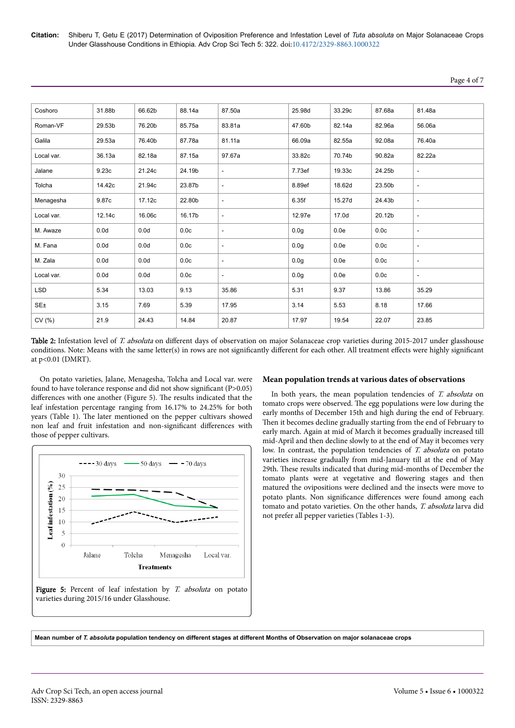| Coshoro | 31.88b | 66.62b | 88.14a | 87.50a | 25.98d | 33.29c | 87.68a | 81.48a |
|---|---|---|---|---|---|---|---|---|
| Roman-VF | 29.53b | 76.20b | 85.75a | 83.81a | 47.60b | 82.14a | 82.96a | 56.06a |
| Galila | 29.53a | 76.40b | 87.78a | 81.11a | 66.09a | 82.55a | 92.08a | 76.40a |
| Local var. | 36.13a | 82.18a | 87.15a | 97.67a | 33.82c | 70.74b | 90.82a | 82.22a |
| Jalane | 9.23c | 21.24c | 24.19b | - | 7.73ef | 19.33c | 24.25b | - |
| Tolcha | 14.42c | 21.94c | 23.87b | - | 8.89ef | 18.62d | 23.50b | - |
| Menagesha | 9.87c | 17.12c | 22.80b | - | 6.35f | 15.27d | 24.43b | - |
| Local var. | 12.14c | 16.06c | 16.17b | - | 12.97e | 17.0d | 20.12b | - |
| M. Awaze | 0.0d | 0.0d | 0.0c | - | 0.0g | 0.0e | 0.0c | - |
| M. Fana | 0.0d | 0.0d | 0.0c | - | 0.0g | 0.0e | 0.0c | - |
| M. Zala | 0.0d | 0.0d | 0.0c | - | 0.0g | 0.0e | 0.0c | - |
| Local var. | 0.0d | 0.0d | 0.0c | - | 0.0g | 0.0e | 0.0c | - |
| LSD | 5.34 | 13.03 | 9.13 | 35.86 | 5.31 | 9.37 | 13.86 | 35.29 |
| SE± | 3.15 | 7.69 | 5.39 | 17.95 | 3.14 | 5.53 | 8.18 | 17.66 |
| CV (%) | 21.9 | 24.43 | 14.84 | 20.87 | 17.97 | 19.54 | 22.07 | 23.85 |

**Table 2:** Infestation level of *T. absoluta* on different days of observation on major Solanaceae crop varieties during 2015-2017 under glasshouse conditions. Note: Means with the same letter(s) in rows are not significantly different for each other. All treatment effects were highly significant at p<0.01 (DMRT).

On potato varieties, Jalane, Menagesha, Tolcha and Local var. were found to have tolerance response and did not show significant (P>0.05) differences with one another (Figure 5). The results indicated that the leaf infestation percentage ranging from 16.17% to 24.25% for both years (Table 1). The later mentioned on the pepper cultivars showed non leaf and fruit infestation and non-significant differences with those of pepper cultivars.

**Figure 5:** Percent of leaf infestation by *T. absoluta* on potato varieties during 2015/16 under Glasshouse.

### Mean population trends at various dates of observations

In both years, the mean population tendencies of *T. absoluta* on tomato crops were observed. The egg populations were low during the early months of December 15th and high during the end of February. Then it becomes decline gradually starting from the end of February to early march. Again at mid of March it becomes gradually increased till mid-April and then decline slowly to at the end of May it becomes very low. In contrast, the population tendencies of *T. absoluta* on potato varieties increase gradually from mid-January till at the end of May 29th. These results indicated that during mid-months of December the tomato plants were at vegetative and flowering stages and then matured the ovipositions were declined and the insects were move to potato plants. Non significance differences were found among each tomato and potato varieties. On the other hands, *T. absoluta* larva did not prefer all pepper varieties (Tables 1-3).

**Mean number of *T. absoluta* population tendency on different stages at different Months of Observation on major solanaceae crops**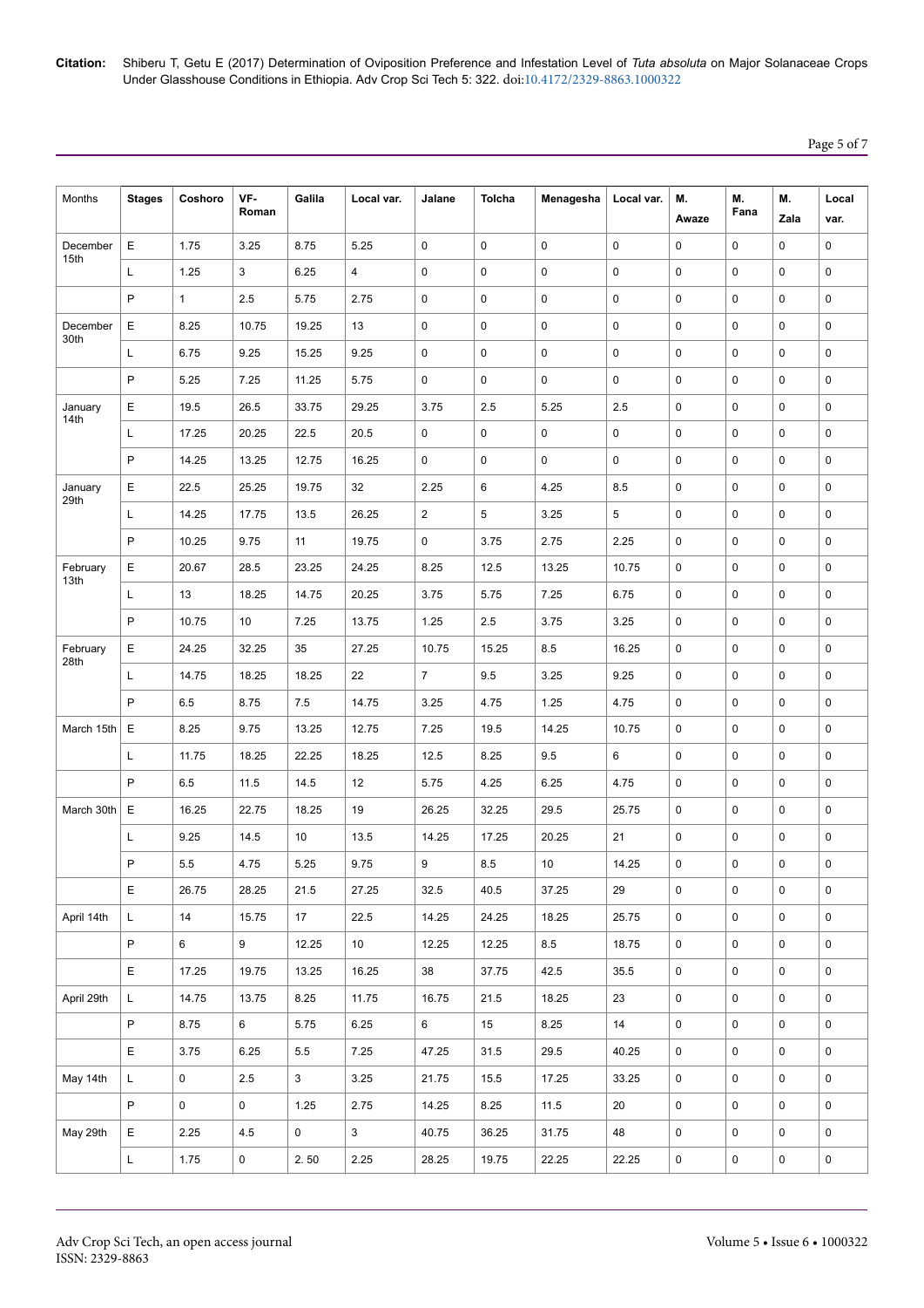| Months | Stages | Coshoro | VF-Roman | Galila | Local var. | Jalane | Tolcha | Menagesha | Local var. | M. Awaze | M. Fana | M. Zala | Local var. |
|---|---|---|---|---|---|---|---|---|---|---|---|---|---|
| December 15th | E | 1.75 | 3.25 | 8.75 | 5.25 | 0 | 0 | 0 | 0 | 0 | 0 | 0 | 0 |
| | L | 1.25 | 3 | 6.25 | 4 | 0 | 0 | 0 | 0 | 0 | 0 | 0 | 0 |
| | P | 1 | 2.5 | 5.75 | 2.75 | 0 | 0 | 0 | 0 | 0 | 0 | 0 | 0 |
| December 30th | E | 8.25 | 10.75 | 19.25 | 13 | 0 | 0 | 0 | 0 | 0 | 0 | 0 | 0 |
| | L | 6.75 | 9.25 | 15.25 | 9.25 | 0 | 0 | 0 | 0 | 0 | 0 | 0 | 0 |
| | P | 5.25 | 7.25 | 11.25 | 5.75 | 0 | 0 | 0 | 0 | 0 | 0 | 0 | 0 |
| January 14th | E | 19.5 | 26.5 | 33.75 | 29.25 | 3.75 | 2.5 | 5.25 | 2.5 | 0 | 0 | 0 | 0 |
| | L | 17.25 | 20.25 | 22.5 | 20.5 | 0 | 0 | 0 | 0 | 0 | 0 | 0 | 0 |
| | P | 14.25 | 13.25 | 12.75 | 16.25 | 0 | 0 | 0 | 0 | 0 | 0 | 0 | 0 |
| January 29th | E | 22.5 | 25.25 | 19.75 | 32 | 2.25 | 6 | 4.25 | 8.5 | 0 | 0 | 0 | 0 |
| | L | 14.25 | 17.75 | 13.5 | 26.25 | 2 | 5 | 3.25 | 5 | 0 | 0 | 0 | 0 |
| | P | 10.25 | 9.75 | 11 | 19.75 | 0 | 3.75 | 2.75 | 2.25 | 0 | 0 | 0 | 0 |
| February 13th | E | 20.67 | 28.5 | 23.25 | 24.25 | 8.25 | 12.5 | 13.25 | 10.75 | 0 | 0 | 0 | 0 |
| | L | 13 | 18.25 | 14.75 | 20.25 | 3.75 | 5.75 | 7.25 | 6.75 | 0 | 0 | 0 | 0 |
| | P | 10.75 | 10 | 7.25 | 13.75 | 1.25 | 2.5 | 3.75 | 3.25 | 0 | 0 | 0 | 0 |
| February 28th | E | 24.25 | 32.25 | 35 | 27.25 | 10.75 | 15.25 | 8.5 | 16.25 | 0 | 0 | 0 | 0 |
| | L | 14.75 | 18.25 | 18.25 | 22 | 7 | 9.5 | 3.25 | 9.25 | 0 | 0 | 0 | 0 |
| | P | 6.5 | 8.75 | 7.5 | 14.75 | 3.25 | 4.75 | 1.25 | 4.75 | 0 | 0 | 0 | 0 |
| March 15th | E | 8.25 | 9.75 | 13.25 | 12.75 | 7.25 | 19.5 | 14.25 | 10.75 | 0 | 0 | 0 | 0 |
| | L | 11.75 | 18.25 | 22.25 | 18.25 | 12.5 | 8.25 | 9.5 | 6 | 0 | 0 | 0 | 0 |
| | P | 6.5 | 11.5 | 14.5 | 12 | 5.75 | 4.25 | 6.25 | 4.75 | 0 | 0 | 0 | 0 |
| March 30th | E | 16.25 | 22.75 | 18.25 | 19 | 26.25 | 32.25 | 29.5 | 25.75 | 0 | 0 | 0 | 0 |
| | L | 9.25 | 14.5 | 10 | 13.5 | 14.25 | 17.25 | 20.25 | 21 | 0 | 0 | 0 | 0 |
| | P | 5.5 | 4.75 | 5.25 | 9.75 | 9 | 8.5 | 10 | 14.25 | 0 | 0 | 0 | 0 |
| | E | 26.75 | 28.25 | 21.5 | 27.25 | 32.5 | 40.5 | 37.25 | 29 | 0 | 0 | 0 | 0 |
| April 14th | L | 14 | 15.75 | 17 | 22.5 | 14.25 | 24.25 | 18.25 | 25.75 | 0 | 0 | 0 | 0 |
| | P | 6 | 9 | 12.25 | 10 | 12.25 | 12.25 | 8.5 | 18.75 | 0 | 0 | 0 | 0 |
| | E | 17.25 | 19.75 | 13.25 | 16.25 | 38 | 37.75 | 42.5 | 35.5 | 0 | 0 | 0 | 0 |
| April 29th | L | 14.75 | 13.75 | 8.25 | 11.75 | 16.75 | 21.5 | 18.25 | 23 | 0 | 0 | 0 | 0 |
| | P | 8.75 | 6 | 5.75 | 6.25 | 6 | 15 | 8.25 | 14 | 0 | 0 | 0 | 0 |
| | E | 3.75 | 6.25 | 5.5 | 7.25 | 47.25 | 31.5 | 29.5 | 40.25 | 0 | 0 | 0 | 0 |
| May 14th | L | 0 | 2.5 | 3 | 3.25 | 21.75 | 15.5 | 17.25 | 33.25 | 0 | 0 | 0 | 0 |
| | P | 0 | 0 | 1.25 | 2.75 | 14.25 | 8.25 | 11.5 | 20 | 0 | 0 | 0 | 0 |
| May 29th | E | 2.25 | 4.5 | 0 | 3 | 40.75 | 36.25 | 31.75 | 48 | 0 | 0 | 0 | 0 |
| | L | 1.75 | 0 | 2. 50 | 2.25 | 28.25 | 19.75 | 22.25 | 22.25 | 0 | 0 | 0 | 0 |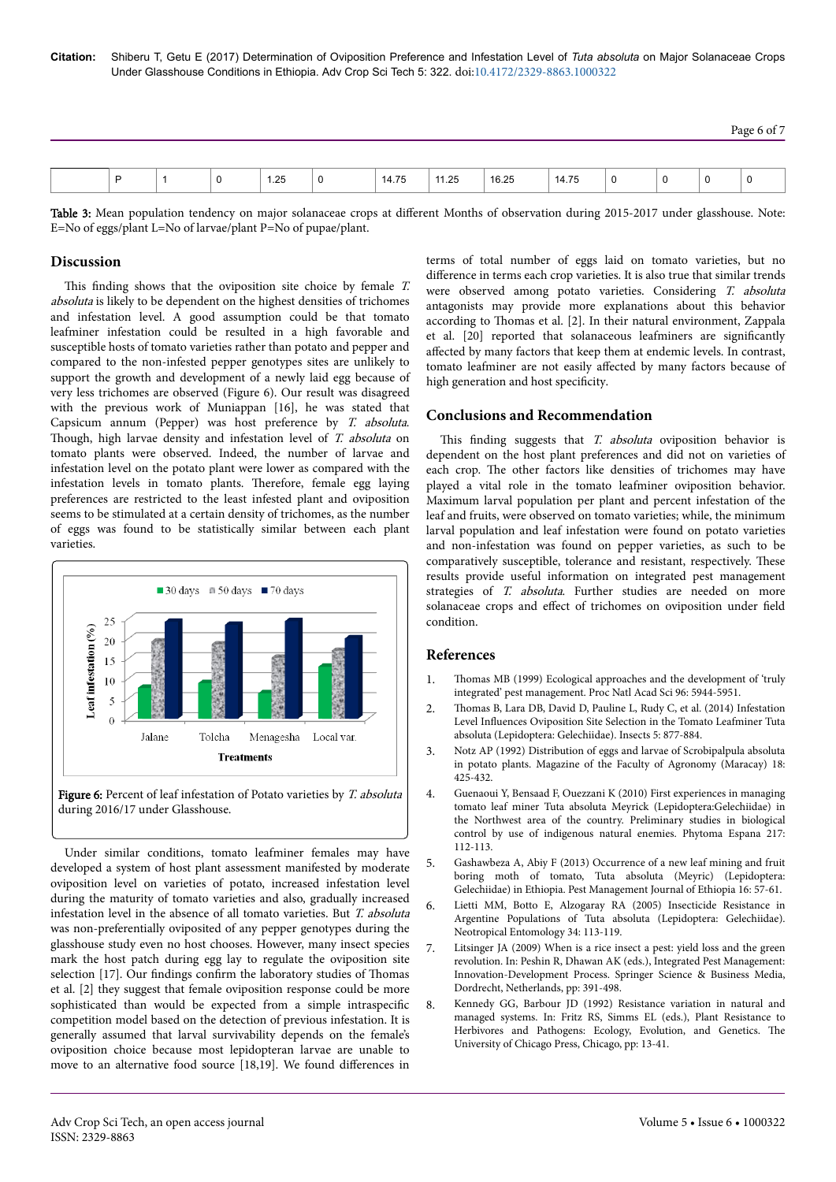| | P | 1 | 0 | 1.25 | 0 | 14.75 | 11.25 | 16.25 | 14.75 | 0 | 0 | 0 | 0 |
|---|---|---|---|---|---|---|---|---|---|---|---|---|---|

**Table 3:** Mean population tendency on major solanaceae crops at different Months of observation during 2015-2017 under glasshouse. Note: E=No of eggs/plant L=No of larvae/plant P=No of pupae/plant.

## Discussion

This finding shows that the oviposition site choice by female *T. absoluta* is likely to be dependent on the highest densities of trichomes and infestation level. A good assumption could be that tomato leafminer infestation could be resulted in a high favorable and susceptible hosts of tomato varieties rather than potato and pepper and compared to the non-infested pepper genotypes sites are unlikely to support the growth and development of a newly laid egg because of very less trichomes are observed (Figure 6). Our result was disagreed with the previous work of Muniappan [16], he was stated that Capsicum annum (Pepper) was host preference by *T. absoluta*. Though, high larvae density and infestation level of *T. absoluta* on tomato plants were observed. Indeed, the number of larvae and infestation level on the potato plant were lower as compared with the infestation levels in tomato plants. Therefore, female egg laying preferences are restricted to the least infested plant and oviposition seems to be stimulated at a certain density of trichomes, as the number of eggs was found to be statistically similar between each plant varieties.

**Figure 6:** Percent of leaf infestation of Potato varieties by *T. absoluta* during 2016/17 under Glasshouse.

Under similar conditions, tomato leafminer females may have developed a system of host plant assessment manifested by moderate oviposition level on varieties of potato, increased infestation level during the maturity of tomato varieties and also, gradually increased infestation level in the absence of all tomato varieties. But *T. absoluta* was non-preferentially oviposited of any pepper genotypes during the glasshouse study even no host chooses. However, many insect species mark the host patch during egg lay to regulate the oviposition site selection [17]. Our findings confirm the laboratory studies of Thomas et al. [2] they suggest that female oviposition response could be more sophisticated than would be expected from a simple intraspecific competition model based on the detection of previous infestation. It is generally assumed that larval survivability depends on the female's oviposition choice because most lepidopteran larvae are unable to move to an alternative food source [18,19]. We found differences in terms of total number of eggs laid on tomato varieties, but no difference in terms each crop varieties. It is also true that similar trends were observed among potato varieties. Considering *T. absoluta* antagonists may provide more explanations about this behavior according to Thomas et al. [2]. In their natural environment, Zappala et al. [20] reported that solanaceous leafminers are significantly affected by many factors that keep them at endemic levels. In contrast, tomato leafminer are not easily affected by many factors because of high generation and host specificity.

## Conclusions and Recommendation

This finding suggests that *T. absoluta* oviposition behavior is dependent on the host plant preferences and did not on varieties of each crop. The other factors like densities of trichomes may have played a vital role in the tomato leafminer oviposition behavior. Maximum larval population per plant and percent infestation of the leaf and fruits, were observed on tomato varieties; while, the minimum larval population and leaf infestation were found on potato varieties and non-infestation was found on pepper varieties, as such to be comparatively susceptible, tolerance and resistant, respectively. These results provide useful information on integrated pest management strategies of *T. absoluta*. Further studies are needed on more solanaceae crops and effect of trichomes on oviposition under field condition.

## References

1. Thomas MB (1999) Ecological approaches and the development of 'truly integrated' pest management. Proc Natl Acad Sci 96: 5944-5951.
2. Thomas B, Lara DB, David D, Pauline L, Rudy C, et al. (2014) Infestation Level Influences Oviposition Site Selection in the Tomato Leafminer Tuta absoluta (Lepidoptera: Gelechiidae). Insects 5: 877-884.
3. Notz AP (1992) Distribution of eggs and larvae of Scrobipalpula absoluta in potato plants. Magazine of the Faculty of Agronomy (Maracay) 18: 425-432.
4. Guenaoui Y, Bensaad F, Ouezzani K (2010) First experiences in managing tomato leaf miner Tuta absoluta Meyrick (Lepidoptera:Gelechiidae) in the Northwest area of the country. Preliminary studies in biological control by use of indigenous natural enemies. Phytoma Espana 217: 112-113.
5. Gashawbeza A, Abiy F (2013) Occurrence of a new leaf mining and fruit boring moth of tomato, Tuta absoluta (Meyric) (Lepidoptera: Gelechiidae) in Ethiopia. Pest Management Journal of Ethiopia 16: 57-61.
6. Lietti MM, Botto E, Alzogaray RA (2005) Insecticide Resistance in Argentine Populations of Tuta absoluta (Lepidoptera: Gelechiidae). Neotropical Entomology 34: 113-119.
7. Litsinger JA (2009) When is a rice insect a pest: yield loss and the green revolution. In: Peshin R, Dhawan AK (eds.), Integrated Pest Management: Innovation-Development Process. Springer Science & Business Media, Dordrecht, Netherlands, pp: 391-498.
8. Kennedy GG, Barbour JD (1992) Resistance variation in natural and managed systems. In: Fritz RS, Simms EL (eds.), Plant Resistance to Herbivores and Pathogens: Ecology, Evolution, and Genetics. The University of Chicago Press, Chicago, pp: 13-41.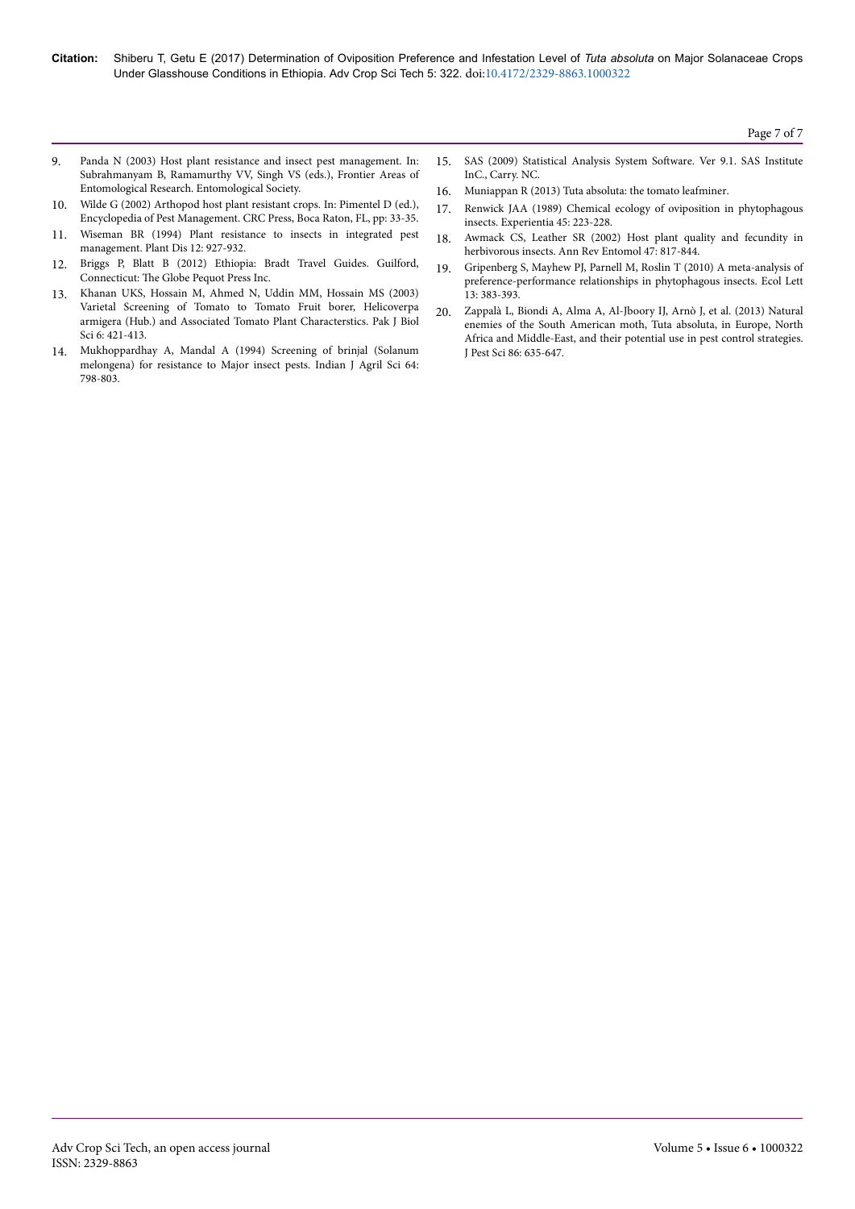9. Panda N (2003) Host plant resistance and insect pest management. In: Subrahmanyam B, Ramamurthy VV, Singh VS (eds.), Frontier Areas of Entomological Research. Entomological Society.
10. Wilde G (2002) Arthopod host plant resistant crops. In: Pimentel D (ed.), Encyclopedia of Pest Management. CRC Press, Boca Raton, FL, pp: 33-35.
11. Wiseman BR (1994) Plant resistance to insects in integrated pest management. Plant Dis 12: 927-932.
12. Briggs P, Blatt B (2012) Ethiopia: Bradt Travel Guides. Guilford, Connecticut: The Globe Pequot Press Inc.
13. Khanan UKS, Hossain M, Ahmed N, Uddin MM, Hossain MS (2003) Varietal Screening of Tomato to Tomato Fruit borer, Helicoverpa armigera (Hub.) and Associated Tomato Plant Characterstics. Pak J Biol Sci 6: 421-413.
14. Mukhoppardhay A, Mandal A (1994) Screening of brinjal (Solanum melongena) for resistance to Major insect pests. Indian J Agril Sci 64: 798-803.
15. SAS (2009) Statistical Analysis System Software. Ver 9.1. SAS Institute InC., Carry. NC.
16. Muniappan R (2013) Tuta absoluta: the tomato leafminer.
17. Renwick JAA (1989) Chemical ecology of oviposition in phytophagous insects. Experientia 45: 223-228.
18. Awmack CS, Leather SR (2002) Host plant quality and fecundity in herbivorous insects. Ann Rev Entomol 47: 817-844.
19. Gripenberg S, Mayhew PJ, Parnell M, Roslin T (2010) A meta-analysis of preference-performance relationships in phytophagous insects. Ecol Lett 13: 383-393.
20. Zappalà L, Biondi A, Alma A, Al-Jboory IJ, Arnò J, et al. (2013) Natural enemies of the South American moth, Tuta absoluta, in Europe, North Africa and Middle-East, and their potential use in pest control strategies. J Pest Sci 86: 635-647.